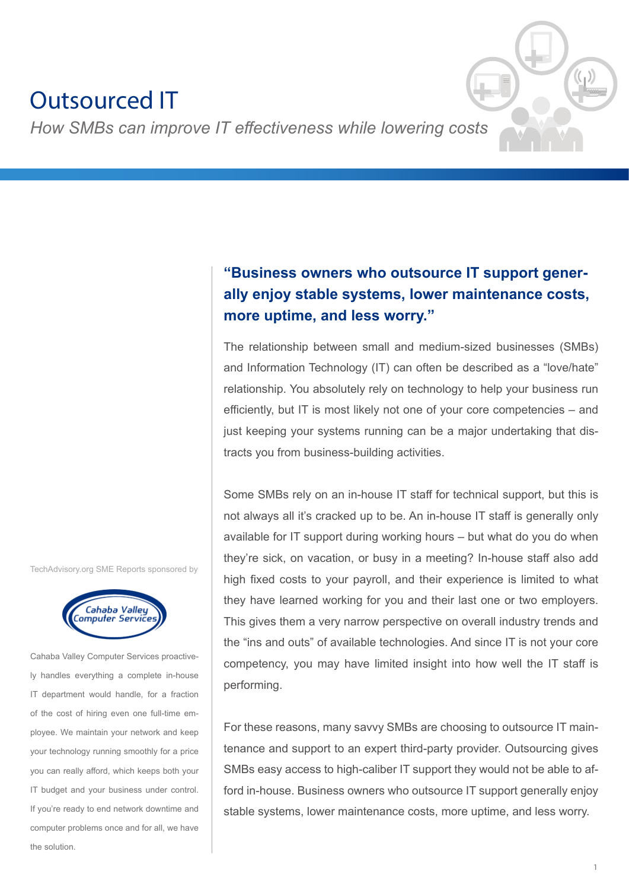# Outsourced IT

*How SMBs can improve IT effectiveness while lowering costs*

**"Business owners who outsource IT support generally enjoy stable systems, lower maintenance costs, more uptime, and less worry."**

The relationship between small and medium-sized businesses (SMBs) and Information Technology (IT) can often be described as a "love/hate" relationship. You absolutely rely on technology to help your business run efficiently, but IT is most likely not one of your core competencies – and just keeping your systems running can be a major undertaking that distracts you from business-building activities.

Some SMBs rely on an in-house IT staff for technical support, but this is not always all it's cracked up to be. An in-house IT staff is generally only available for IT support during working hours – but what do you do when they're sick, on vacation, or busy in a meeting? In-house staff also add high fixed costs to your payroll, and their experience is limited to what they have learned working for you and their last one or two employers. This gives them a very narrow perspective on overall industry trends and the "ins and outs" of available technologies. And since IT is not your core competency, you may have limited insight into how well the IT staff is performing.

For these reasons, many savvy SMBs are choosing to outsource IT maintenance and support to an expert third-party provider. Outsourcing gives SMBs easy access to high-caliber IT support they would not be able to afford in-house. Business owners who outsource IT support generally enjoy stable systems, lower maintenance costs, more uptime, and less worry.

TechAdvisory.org SME Reports sponsored by

Cahaba Valley Computer Services

Cahaba Valley Computer Services proactively handles everything a complete in-house IT department would handle, for a fraction of the cost of hiring even one full-time employee. We maintain your network and keep your technology running smoothly for a price you can really afford, which keeps both your IT budget and your business under control. If you're ready to end network downtime and computer problems once and for all, we have the solution.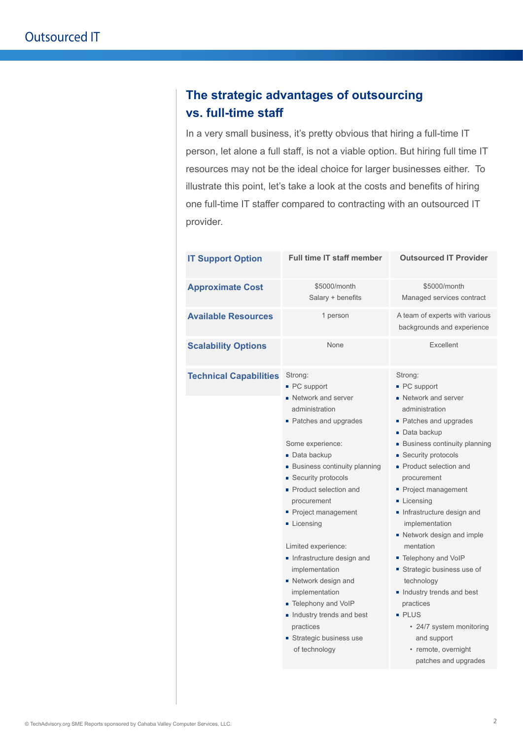## The strategic advantages of outsourcing vs. full-time staff

In a very small business, it's pretty obvious that hiring a full-time IT person, let alone a full staff, is not a viable option. But hiring full time IT resources may not be the ideal choice for larger businesses either. To illustrate this point, let's take a look at the costs and benefits of hiring one full-time IT staffer compared to contracting with an outsourced IT provider.

| IT Support Option | Full time IT staff member | Outsourced IT Provider |
|---|---|---|
| **Approximate Cost** | $5000/month<br>Salary + benefits | $5000/month<br>Managed services contract |
| **Available Resources** | 1 person | A team of experts with various backgrounds and experience |
| **Scalability Options** | None | Excellent |
| **Technical Capabilities** | Strong:<br>▪ PC support<br>▪ Network and server administration<br>▪ Patches and upgrades<br><br>Some experience:<br>▪ Data backup<br>▪ Business continuity planning<br>▪ Security protocols<br>▪ Product selection and procurement<br>▪ Project management<br>▪ Licensing<br><br>Limited experience:<br>▪ Infrastructure design and implementation<br>▪ Network design and implementation<br>▪ Telephony and VoIP<br>▪ Industry trends and best practices<br>▪ Strategic business use of technology | Strong:<br>▪ PC support<br>▪ Network and server administration<br>▪ Patches and upgrades<br>▪ Data backup<br>▪ Business continuity planning<br>▪ Security protocols<br>▪ Product selection and procurement<br>▪ Project management<br>▪ Licensing<br>▪ Infrastructure design and implementation<br>▪ Network design and imple mentation<br>▪ Telephony and VoIP<br>▪ Strategic business use of technology<br>▪ Industry trends and best practices<br>▪ PLUS<br>&nbsp;&nbsp;• 24/7 system monitoring and support<br>&nbsp;&nbsp;• remote, overnight patches and upgrades |

© TechAdvisory.org SME Reports sponsored by Cahaba Valley Computer Services, LLC.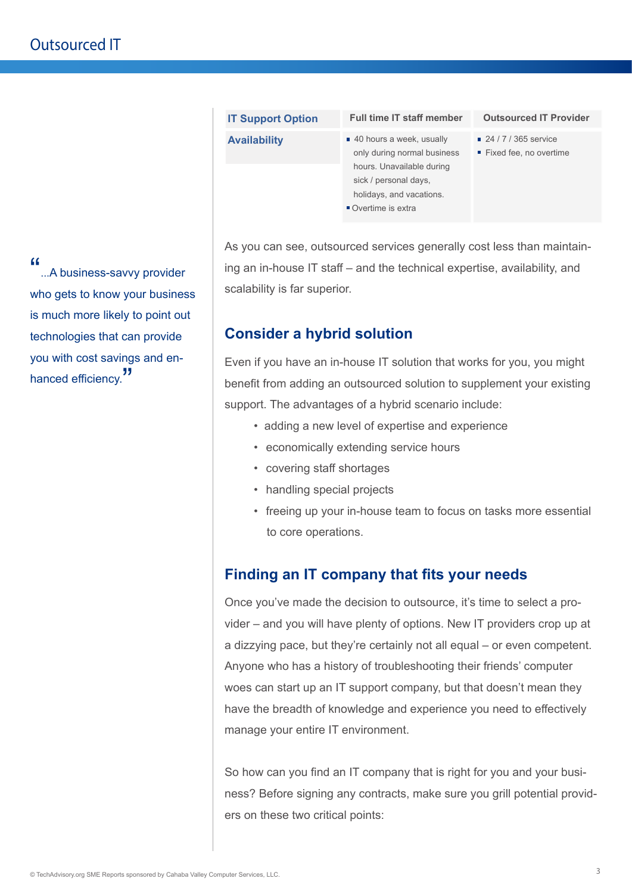| IT Support Option | Full time IT staff member | Outsourced IT Provider |
| --- | --- | --- |
| **Availability** | ▪ 40 hours a week, usually only during normal business hours. Unavailable during sick / personal days, holidays, and vacations.<br>▪ Overtime is extra | ▪ 24 / 7 / 365 service<br>▪ Fixed fee, no overtime |

> "...A business-savvy provider who gets to know your business is much more likely to point out technologies that can provide you with cost savings and enhanced efficiency."

As you can see, outsourced services generally cost less than maintaining an in-house IT staff – and the technical expertise, availability, and scalability is far superior.

## Consider a hybrid solution

Even if you have an in-house IT solution that works for you, you might benefit from adding an outsourced solution to supplement your existing support. The advantages of a hybrid scenario include:

- adding a new level of expertise and experience
- economically extending service hours
- covering staff shortages
- handling special projects
- freeing up your in-house team to focus on tasks more essential to core operations.

## Finding an IT company that fits your needs

Once you've made the decision to outsource, it's time to select a provider – and you will have plenty of options. New IT providers crop up at a dizzying pace, but they're certainly not all equal – or even competent. Anyone who has a history of troubleshooting their friends' computer woes can start up an IT support company, but that doesn't mean they have the breadth of knowledge and experience you need to effectively manage your entire IT environment.

So how can you find an IT company that is right for you and your business? Before signing any contracts, make sure you grill potential providers on these two critical points:

© TechAdvisory.org SME Reports sponsored by Cahaba Valley Computer Services, LLC.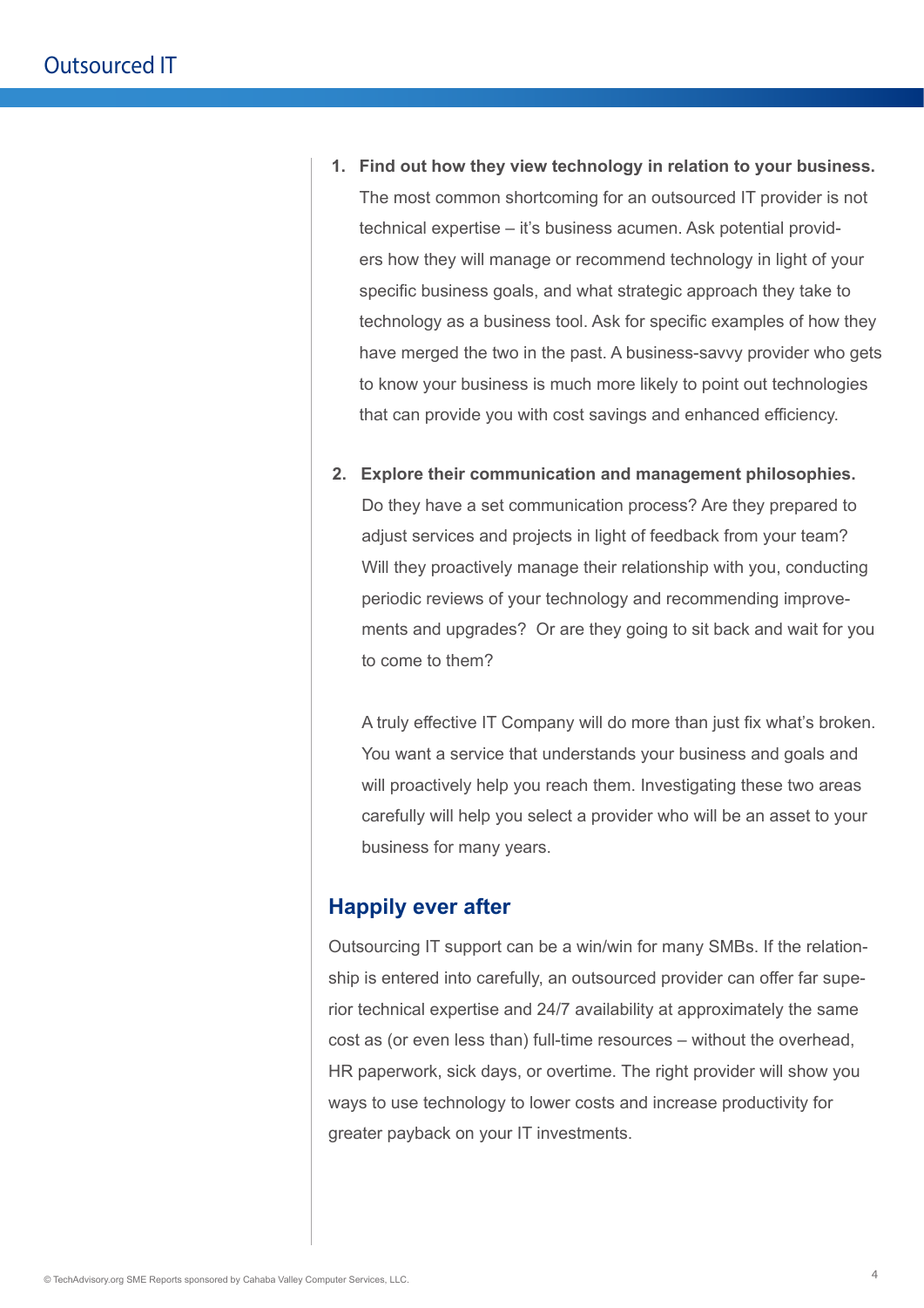1. **Find out how they view technology in relation to your business.** The most common shortcoming for an outsourced IT provider is not technical expertise – it's business acumen. Ask potential providers how they will manage or recommend technology in light of your specific business goals, and what strategic approach they take to technology as a business tool. Ask for specific examples of how they have merged the two in the past. A business-savvy provider who gets to know your business is much more likely to point out technologies that can provide you with cost savings and enhanced efficiency.

2. **Explore their communication and management philosophies.** Do they have a set communication process? Are they prepared to adjust services and projects in light of feedback from your team? Will they proactively manage their relationship with you, conducting periodic reviews of your technology and recommending improvements and upgrades? Or are they going to sit back and wait for you to come to them?

   A truly effective IT Company will do more than just fix what's broken. You want a service that understands your business and goals and will proactively help you reach them. Investigating these two areas carefully will help you select a provider who will be an asset to your business for many years.

## Happily ever after

Outsourcing IT support can be a win/win for many SMBs. If the relationship is entered into carefully, an outsourced provider can offer far superior technical expertise and 24/7 availability at approximately the same cost as (or even less than) full-time resources – without the overhead, HR paperwork, sick days, or overtime. The right provider will show you ways to use technology to lower costs and increase productivity for greater payback on your IT investments.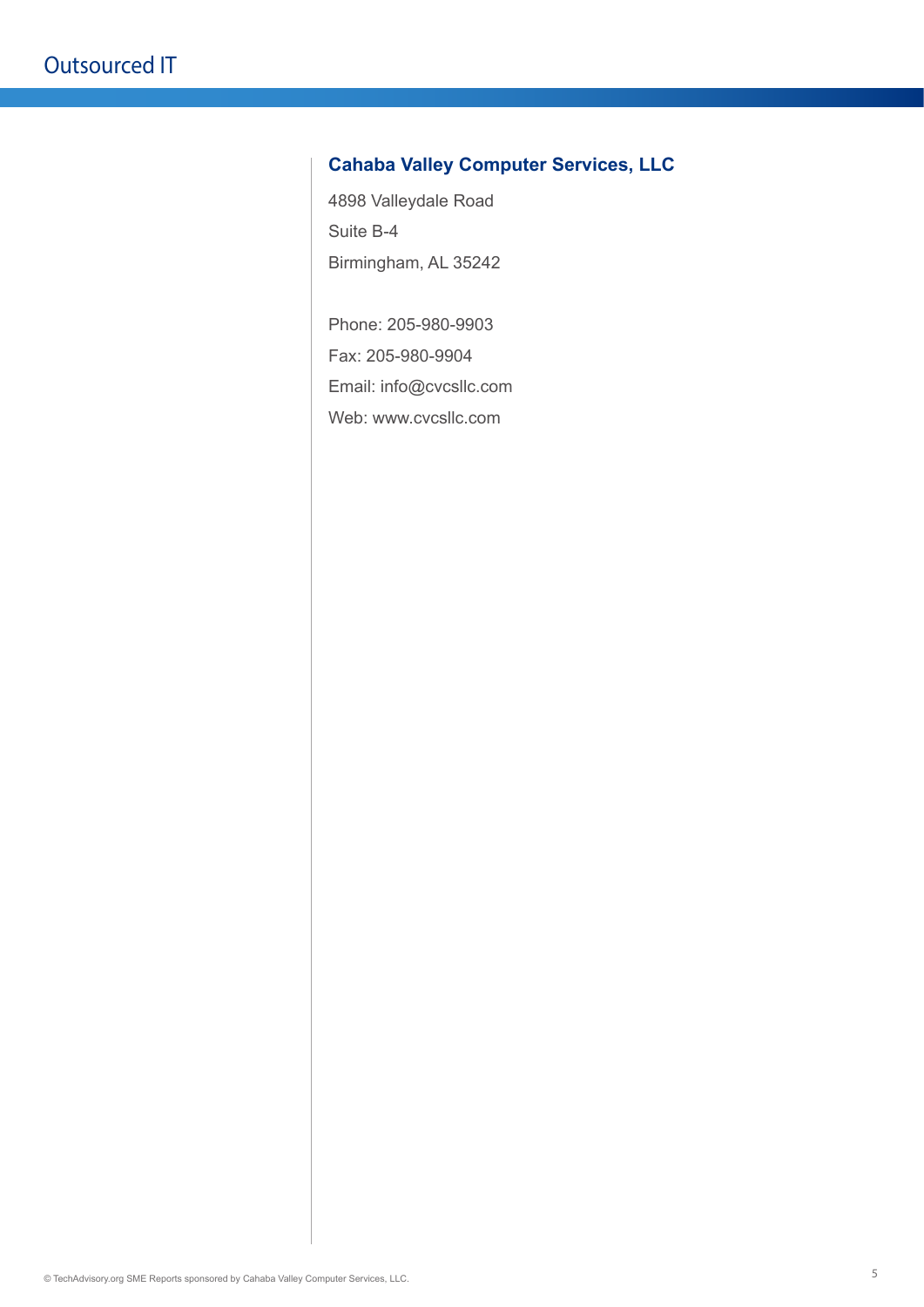## Cahaba Valley Computer Services, LLC

4898 Valleydale Road
Suite B-4
Birmingham, AL 35242

Phone: 205-980-9903
Fax: 205-980-9904
Email: info@cvcsllc.com
Web: www.cvcsllc.com